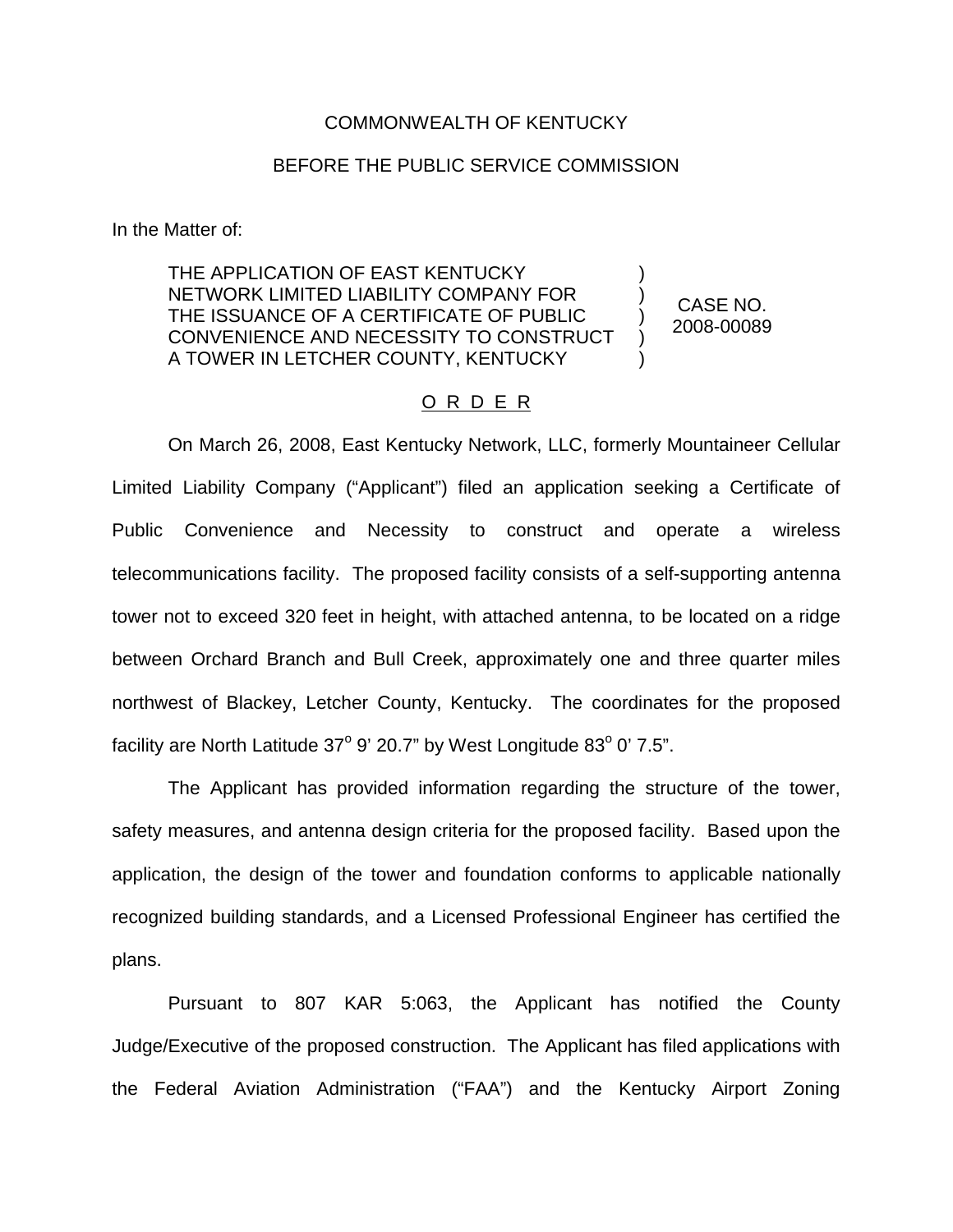COMMONWEALTH OF KENTUCKY

BEFORE THE PUBLIC SERVICE COMMISSION

In the Matter of:

THE APPLICATION OF EAST KENTUCKY NETWORK LIMITED LIABILITY COMPANY FOR THE ISSUANCE OF A CERTIFICATE OF PUBLIC CONVENIENCE AND NECESSITY TO CONSTRUCT A TOWER IN LETCHER COUNTY, KENTUCKY ) CASE NO. 2008-00089

O R D E R

On March 26, 2008, East Kentucky Network, LLC, formerly Mountaineer Cellular Limited Liability Company ("Applicant") filed an application seeking a Certificate of Public Convenience and Necessity to construct and operate a wireless telecommunications facility. The proposed facility consists of a self-supporting antenna tower not to exceed 320 feet in height, with attached antenna, to be located on a ridge between Orchard Branch and Bull Creek, approximately one and three quarter miles northwest of Blackey, Letcher County, Kentucky. The coordinates for the proposed facility are North Latitude 37° 9' 20.7" by West Longitude 83° 0' 7.5".

The Applicant has provided information regarding the structure of the tower, safety measures, and antenna design criteria for the proposed facility. Based upon the application, the design of the tower and foundation conforms to applicable nationally recognized building standards, and a Licensed Professional Engineer has certified the plans.

Pursuant to 807 KAR 5:063, the Applicant has notified the County Judge/Executive of the proposed construction. The Applicant has filed applications with the Federal Aviation Administration ("FAA") and the Kentucky Airport Zoning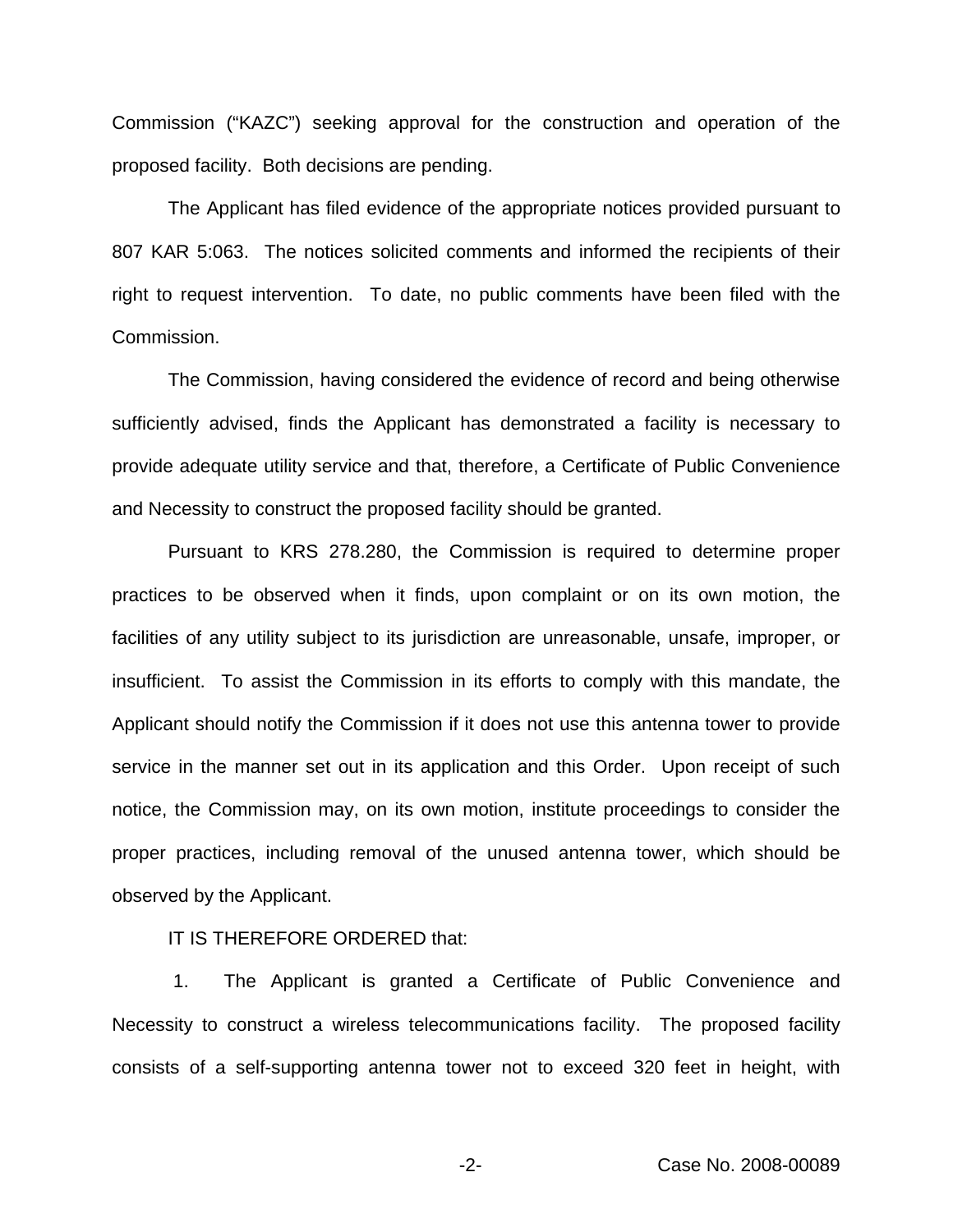Commission ("KAZC") seeking approval for the construction and operation of the proposed facility. Both decisions are pending.

The Applicant has filed evidence of the appropriate notices provided pursuant to 807 KAR 5:063. The notices solicited comments and informed the recipients of their right to request intervention. To date, no public comments have been filed with the Commission.

The Commission, having considered the evidence of record and being otherwise sufficiently advised, finds the Applicant has demonstrated a facility is necessary to provide adequate utility service and that, therefore, a Certificate of Public Convenience and Necessity to construct the proposed facility should be granted.

Pursuant to KRS 278.280, the Commission is required to determine proper practices to be observed when it finds, upon complaint or on its own motion, the facilities of any utility subject to its jurisdiction are unreasonable, unsafe, improper, or insufficient. To assist the Commission in its efforts to comply with this mandate, the Applicant should notify the Commission if it does not use this antenna tower to provide service in the manner set out in its application and this Order. Upon receipt of such notice, the Commission may, on its own motion, institute proceedings to consider the proper practices, including removal of the unused antenna tower, which should be observed by the Applicant.

IT IS THEREFORE ORDERED that:

1. The Applicant is granted a Certificate of Public Convenience and Necessity to construct a wireless telecommunications facility. The proposed facility consists of a self-supporting antenna tower not to exceed 320 feet in height, with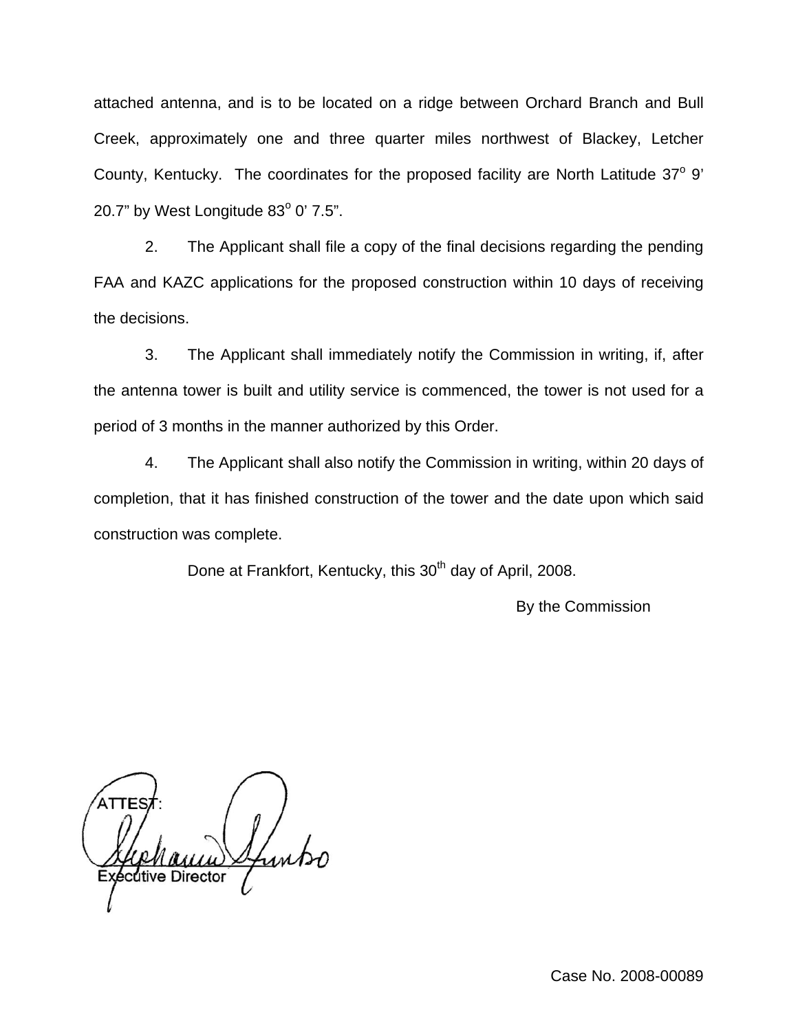attached antenna, and is to be located on a ridge between Orchard Branch and Bull Creek, approximately one and three quarter miles northwest of Blackey, Letcher County, Kentucky. The coordinates for the proposed facility are North Latitude 37° 9' 20.7" by West Longitude 83° 0' 7.5".

2. The Applicant shall file a copy of the final decisions regarding the pending FAA and KAZC applications for the proposed construction within 10 days of receiving the decisions.

3. The Applicant shall immediately notify the Commission in writing, if, after the antenna tower is built and utility service is commenced, the tower is not used for a period of 3 months in the manner authorized by this Order.

4. The Applicant shall also notify the Commission in writing, within 20 days of completion, that it has finished construction of the tower and the date upon which said construction was complete.

Done at Frankfort, Kentucky, this 30th day of April, 2008.

By the Commission

ATTEST:

Executive Director

Case No. 2008-00089